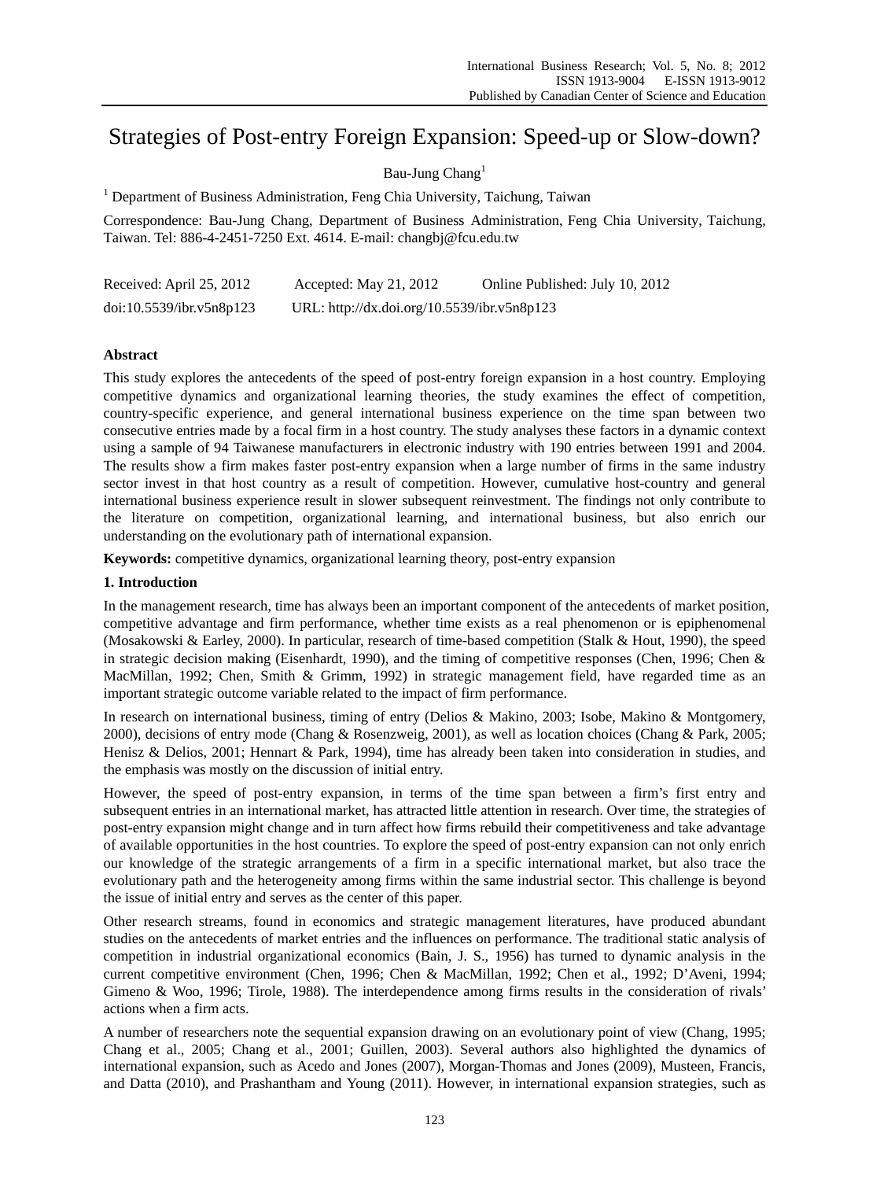# Strategies of Post-entry Foreign Expansion: Speed-up or Slow-down?

Bau-Jung Chang[1]

[1] Department of Business Administration, Feng Chia University, Taichung, Taiwan

Correspondence: Bau-Jung Chang, Department of Business Administration, Feng Chia University, Taichung, Taiwan. Tel: 886-4-2451-7250 Ext. 4614. E-mail: changbj@fcu.edu.tw

Received: April 25, 2012    Accepted: May 21, 2012    Online Published: July 10, 2012

doi:10.5539/ibr.v5n8p123    URL: http://dx.doi.org/10.5539/ibr.v5n8p123

## Abstract

This study explores the antecedents of the speed of post-entry foreign expansion in a host country. Employing competitive dynamics and organizational learning theories, the study examines the effect of competition, country-specific experience, and general international business experience on the time span between two consecutive entries made by a focal firm in a host country. The study analyses these factors in a dynamic context using a sample of 94 Taiwanese manufacturers in electronic industry with 190 entries between 1991 and 2004. The results show a firm makes faster post-entry expansion when a large number of firms in the same industry sector invest in that host country as a result of competition. However, cumulative host-country and general international business experience result in slower subsequent reinvestment. The findings not only contribute to the literature on competition, organizational learning, and international business, but also enrich our understanding on the evolutionary path of international expansion.

**Keywords:** competitive dynamics, organizational learning theory, post-entry expansion

## 1. Introduction

In the management research, time has always been an important component of the antecedents of market position, competitive advantage and firm performance, whether time exists as a real phenomenon or is epiphenomenal (Mosakowski & Earley, 2000). In particular, research of time-based competition (Stalk & Hout, 1990), the speed in strategic decision making (Eisenhardt, 1990), and the timing of competitive responses (Chen, 1996; Chen & MacMillan, 1992; Chen, Smith & Grimm, 1992) in strategic management field, have regarded time as an important strategic outcome variable related to the impact of firm performance.

In research on international business, timing of entry (Delios & Makino, 2003; Isobe, Makino & Montgomery, 2000), decisions of entry mode (Chang & Rosenzweig, 2001), as well as location choices (Chang & Park, 2005; Henisz & Delios, 2001; Hennart & Park, 1994), time has already been taken into consideration in studies, and the emphasis was mostly on the discussion of initial entry.

However, the speed of post-entry expansion, in terms of the time span between a firm's first entry and subsequent entries in an international market, has attracted little attention in research. Over time, the strategies of post-entry expansion might change and in turn affect how firms rebuild their competitiveness and take advantage of available opportunities in the host countries. To explore the speed of post-entry expansion can not only enrich our knowledge of the strategic arrangements of a firm in a specific international market, but also trace the evolutionary path and the heterogeneity among firms within the same industrial sector. This challenge is beyond the issue of initial entry and serves as the center of this paper.

Other research streams, found in economics and strategic management literatures, have produced abundant studies on the antecedents of market entries and the influences on performance. The traditional static analysis of competition in industrial organizational economics (Bain, J. S., 1956) has turned to dynamic analysis in the current competitive environment (Chen, 1996; Chen & MacMillan, 1992; Chen et al., 1992; D'Aveni, 1994; Gimeno & Woo, 1996; Tirole, 1988). The interdependence among firms results in the consideration of rivals' actions when a firm acts.

A number of researchers note the sequential expansion drawing on an evolutionary point of view (Chang, 1995; Chang et al., 2005; Chang et al., 2001; Guillen, 2003). Several authors also highlighted the dynamics of international expansion, such as Acedo and Jones (2007), Morgan-Thomas and Jones (2009), Musteen, Francis, and Datta (2010), and Prashantham and Young (2011). However, in international expansion strategies, such as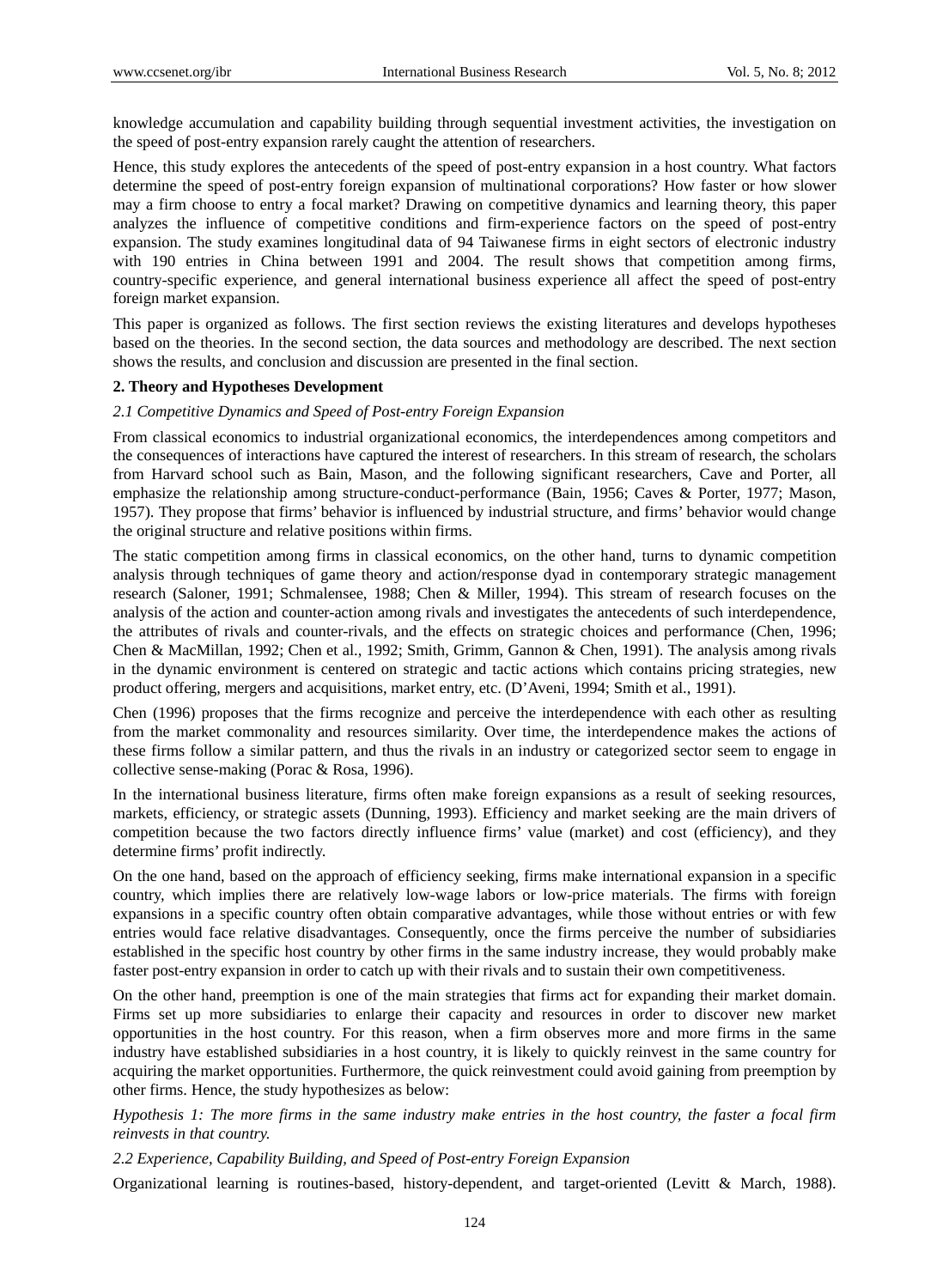knowledge accumulation and capability building through sequential investment activities, the investigation on the speed of post-entry expansion rarely caught the attention of researchers.

Hence, this study explores the antecedents of the speed of post-entry expansion in a host country. What factors determine the speed of post-entry foreign expansion of multinational corporations? How faster or how slower may a firm choose to entry a focal market? Drawing on competitive dynamics and learning theory, this paper analyzes the influence of competitive conditions and firm-experience factors on the speed of post-entry expansion. The study examines longitudinal data of 94 Taiwanese firms in eight sectors of electronic industry with 190 entries in China between 1991 and 2004. The result shows that competition among firms, country-specific experience, and general international business experience all affect the speed of post-entry foreign market expansion.

This paper is organized as follows. The first section reviews the existing literatures and develops hypotheses based on the theories. In the second section, the data sources and methodology are described. The next section shows the results, and conclusion and discussion are presented in the final section.

## 2. Theory and Hypotheses Development

### *2.1 Competitive Dynamics and Speed of Post-entry Foreign Expansion*

From classical economics to industrial organizational economics, the interdependences among competitors and the consequences of interactions have captured the interest of researchers. In this stream of research, the scholars from Harvard school such as Bain, Mason, and the following significant researchers, Cave and Porter, all emphasize the relationship among structure-conduct-performance (Bain, 1956; Caves & Porter, 1977; Mason, 1957). They propose that firms' behavior is influenced by industrial structure, and firms' behavior would change the original structure and relative positions within firms.

The static competition among firms in classical economics, on the other hand, turns to dynamic competition analysis through techniques of game theory and action/response dyad in contemporary strategic management research (Saloner, 1991; Schmalensee, 1988; Chen & Miller, 1994). This stream of research focuses on the analysis of the action and counter-action among rivals and investigates the antecedents of such interdependence, the attributes of rivals and counter-rivals, and the effects on strategic choices and performance (Chen, 1996; Chen & MacMillan, 1992; Chen et al., 1992; Smith, Grimm, Gannon & Chen, 1991). The analysis among rivals in the dynamic environment is centered on strategic and tactic actions which contains pricing strategies, new product offering, mergers and acquisitions, market entry, etc. (D'Aveni, 1994; Smith et al., 1991).

Chen (1996) proposes that the firms recognize and perceive the interdependence with each other as resulting from the market commonality and resources similarity. Over time, the interdependence makes the actions of these firms follow a similar pattern, and thus the rivals in an industry or categorized sector seem to engage in collective sense-making (Porac & Rosa, 1996).

In the international business literature, firms often make foreign expansions as a result of seeking resources, markets, efficiency, or strategic assets (Dunning, 1993). Efficiency and market seeking are the main drivers of competition because the two factors directly influence firms' value (market) and cost (efficiency), and they determine firms' profit indirectly.

On the one hand, based on the approach of efficiency seeking, firms make international expansion in a specific country, which implies there are relatively low-wage labors or low-price materials. The firms with foreign expansions in a specific country often obtain comparative advantages, while those without entries or with few entries would face relative disadvantages. Consequently, once the firms perceive the number of subsidiaries established in the specific host country by other firms in the same industry increase, they would probably make faster post-entry expansion in order to catch up with their rivals and to sustain their own competitiveness.

On the other hand, preemption is one of the main strategies that firms act for expanding their market domain. Firms set up more subsidiaries to enlarge their capacity and resources in order to discover new market opportunities in the host country. For this reason, when a firm observes more and more firms in the same industry have established subsidiaries in a host country, it is likely to quickly reinvest in the same country for acquiring the market opportunities. Furthermore, the quick reinvestment could avoid gaining from preemption by other firms. Hence, the study hypothesizes as below:

*Hypothesis 1: The more firms in the same industry make entries in the host country, the faster a focal firm reinvests in that country.*

### *2.2 Experience, Capability Building, and Speed of Post-entry Foreign Expansion*

Organizational learning is routines-based, history-dependent, and target-oriented (Levitt & March, 1988).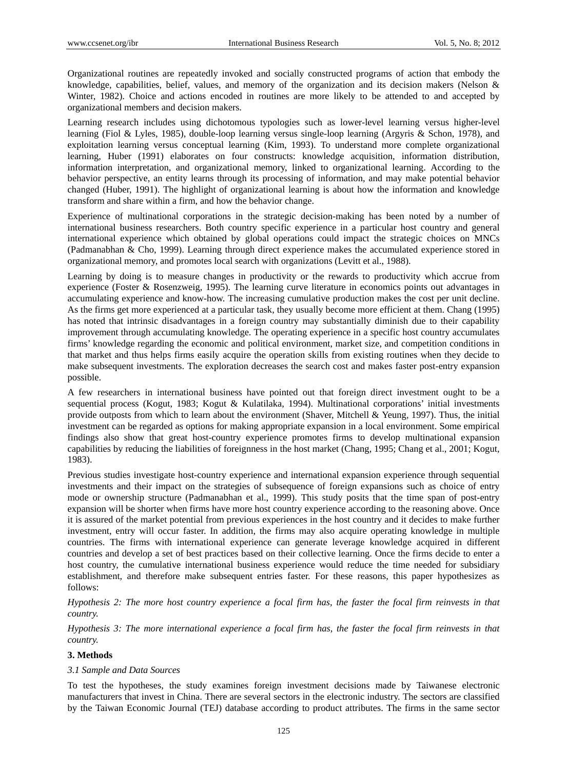Organizational routines are repeatedly invoked and socially constructed programs of action that embody the knowledge, capabilities, belief, values, and memory of the organization and its decision makers (Nelson & Winter, 1982). Choice and actions encoded in routines are more likely to be attended to and accepted by organizational members and decision makers.

Learning research includes using dichotomous typologies such as lower-level learning versus higher-level learning (Fiol & Lyles, 1985), double-loop learning versus single-loop learning (Argyris & Schon, 1978), and exploitation learning versus conceptual learning (Kim, 1993). To understand more complete organizational learning, Huber (1991) elaborates on four constructs: knowledge acquisition, information distribution, information interpretation, and organizational memory, linked to organizational learning. According to the behavior perspective, an entity learns through its processing of information, and may make potential behavior changed (Huber, 1991). The highlight of organizational learning is about how the information and knowledge transform and share within a firm, and how the behavior change.

Experience of multinational corporations in the strategic decision-making has been noted by a number of international business researchers. Both country specific experience in a particular host country and general international experience which obtained by global operations could impact the strategic choices on MNCs (Padmanabhan & Cho, 1999). Learning through direct experience makes the accumulated experience stored in organizational memory, and promotes local search with organizations (Levitt et al., 1988).

Learning by doing is to measure changes in productivity or the rewards to productivity which accrue from experience (Foster & Rosenzweig, 1995). The learning curve literature in economics points out advantages in accumulating experience and know-how. The increasing cumulative production makes the cost per unit decline. As the firms get more experienced at a particular task, they usually become more efficient at them. Chang (1995) has noted that intrinsic disadvantages in a foreign country may substantially diminish due to their capability improvement through accumulating knowledge. The operating experience in a specific host country accumulates firms' knowledge regarding the economic and political environment, market size, and competition conditions in that market and thus helps firms easily acquire the operation skills from existing routines when they decide to make subsequent investments. The exploration decreases the search cost and makes faster post-entry expansion possible.

A few researchers in international business have pointed out that foreign direct investment ought to be a sequential process (Kogut, 1983; Kogut & Kulatilaka, 1994). Multinational corporations' initial investments provide outposts from which to learn about the environment (Shaver, Mitchell & Yeung, 1997). Thus, the initial investment can be regarded as options for making appropriate expansion in a local environment. Some empirical findings also show that great host-country experience promotes firms to develop multinational expansion capabilities by reducing the liabilities of foreignness in the host market (Chang, 1995; Chang et al., 2001; Kogut, 1983).

Previous studies investigate host-country experience and international expansion experience through sequential investments and their impact on the strategies of subsequence of foreign expansions such as choice of entry mode or ownership structure (Padmanabhan et al., 1999). This study posits that the time span of post-entry expansion will be shorter when firms have more host country experience according to the reasoning above. Once it is assured of the market potential from previous experiences in the host country and it decides to make further investment, entry will occur faster. In addition, the firms may also acquire operating knowledge in multiple countries. The firms with international experience can generate leverage knowledge acquired in different countries and develop a set of best practices based on their collective learning. Once the firms decide to enter a host country, the cumulative international business experience would reduce the time needed for subsidiary establishment, and therefore make subsequent entries faster. For these reasons, this paper hypothesizes as follows:

*Hypothesis 2: The more host country experience a focal firm has, the faster the focal firm reinvests in that country.*

*Hypothesis 3: The more international experience a focal firm has, the faster the focal firm reinvests in that country.*

## 3. Methods

### *3.1 Sample and Data Sources*

To test the hypotheses, the study examines foreign investment decisions made by Taiwanese electronic manufacturers that invest in China. There are several sectors in the electronic industry. The sectors are classified by the Taiwan Economic Journal (TEJ) database according to product attributes. The firms in the same sector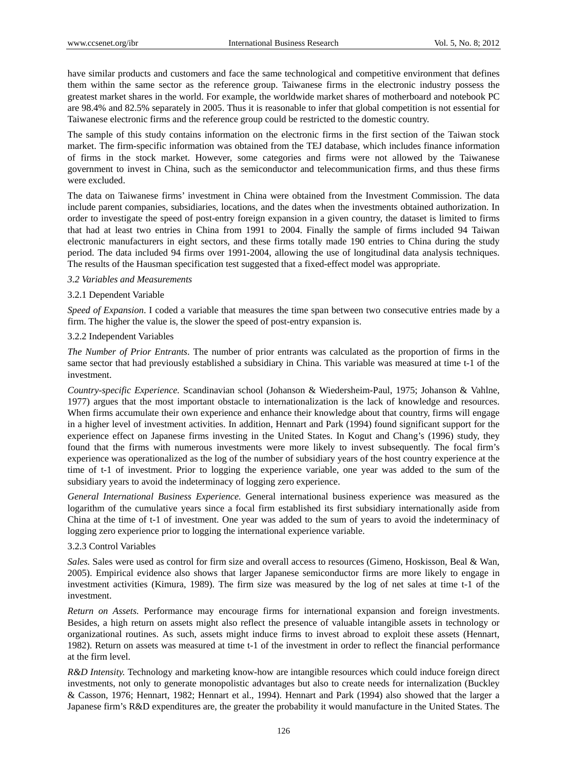have similar products and customers and face the same technological and competitive environment that defines them within the same sector as the reference group. Taiwanese firms in the electronic industry possess the greatest market shares in the world. For example, the worldwide market shares of motherboard and notebook PC are 98.4% and 82.5% separately in 2005. Thus it is reasonable to infer that global competition is not essential for Taiwanese electronic firms and the reference group could be restricted to the domestic country.

The sample of this study contains information on the electronic firms in the first section of the Taiwan stock market. The firm-specific information was obtained from the TEJ database, which includes finance information of firms in the stock market. However, some categories and firms were not allowed by the Taiwanese government to invest in China, such as the semiconductor and telecommunication firms, and thus these firms were excluded.

The data on Taiwanese firms' investment in China were obtained from the Investment Commission. The data include parent companies, subsidiaries, locations, and the dates when the investments obtained authorization. In order to investigate the speed of post-entry foreign expansion in a given country, the dataset is limited to firms that had at least two entries in China from 1991 to 2004. Finally the sample of firms included 94 Taiwan electronic manufacturers in eight sectors, and these firms totally made 190 entries to China during the study period. The data included 94 firms over 1991-2004, allowing the use of longitudinal data analysis techniques. The results of the Hausman specification test suggested that a fixed-effect model was appropriate.

### *3.2 Variables and Measurements*

#### 3.2.1 Dependent Variable

*Speed of Expansion*. I coded a variable that measures the time span between two consecutive entries made by a firm. The higher the value is, the slower the speed of post-entry expansion is.

#### 3.2.2 Independent Variables

*The Number of Prior Entrants*. The number of prior entrants was calculated as the proportion of firms in the same sector that had previously established a subsidiary in China. This variable was measured at time t-1 of the investment.

*Country-specific Experience.* Scandinavian school (Johanson & Wiedersheim-Paul, 1975; Johanson & Vahlne, 1977) argues that the most important obstacle to internationalization is the lack of knowledge and resources. When firms accumulate their own experience and enhance their knowledge about that country, firms will engage in a higher level of investment activities. In addition, Hennart and Park (1994) found significant support for the experience effect on Japanese firms investing in the United States. In Kogut and Chang's (1996) study, they found that the firms with numerous investments were more likely to invest subsequently. The focal firm's experience was operationalized as the log of the number of subsidiary years of the host country experience at the time of t-1 of investment. Prior to logging the experience variable, one year was added to the sum of the subsidiary years to avoid the indeterminacy of logging zero experience.

*General International Business Experience.* General international business experience was measured as the logarithm of the cumulative years since a focal firm established its first subsidiary internationally aside from China at the time of t-1 of investment. One year was added to the sum of years to avoid the indeterminacy of logging zero experience prior to logging the international experience variable.

#### 3.2.3 Control Variables

*Sales.* Sales were used as control for firm size and overall access to resources (Gimeno, Hoskisson, Beal & Wan, 2005). Empirical evidence also shows that larger Japanese semiconductor firms are more likely to engage in investment activities (Kimura, 1989). The firm size was measured by the log of net sales at time t-1 of the investment.

*Return on Assets.* Performance may encourage firms for international expansion and foreign investments. Besides, a high return on assets might also reflect the presence of valuable intangible assets in technology or organizational routines. As such, assets might induce firms to invest abroad to exploit these assets (Hennart, 1982). Return on assets was measured at time t-1 of the investment in order to reflect the financial performance at the firm level.

*R&D Intensity.* Technology and marketing know-how are intangible resources which could induce foreign direct investments, not only to generate monopolistic advantages but also to create needs for internalization (Buckley & Casson, 1976; Hennart, 1982; Hennart et al., 1994). Hennart and Park (1994) also showed that the larger a Japanese firm's R&D expenditures are, the greater the probability it would manufacture in the United States. The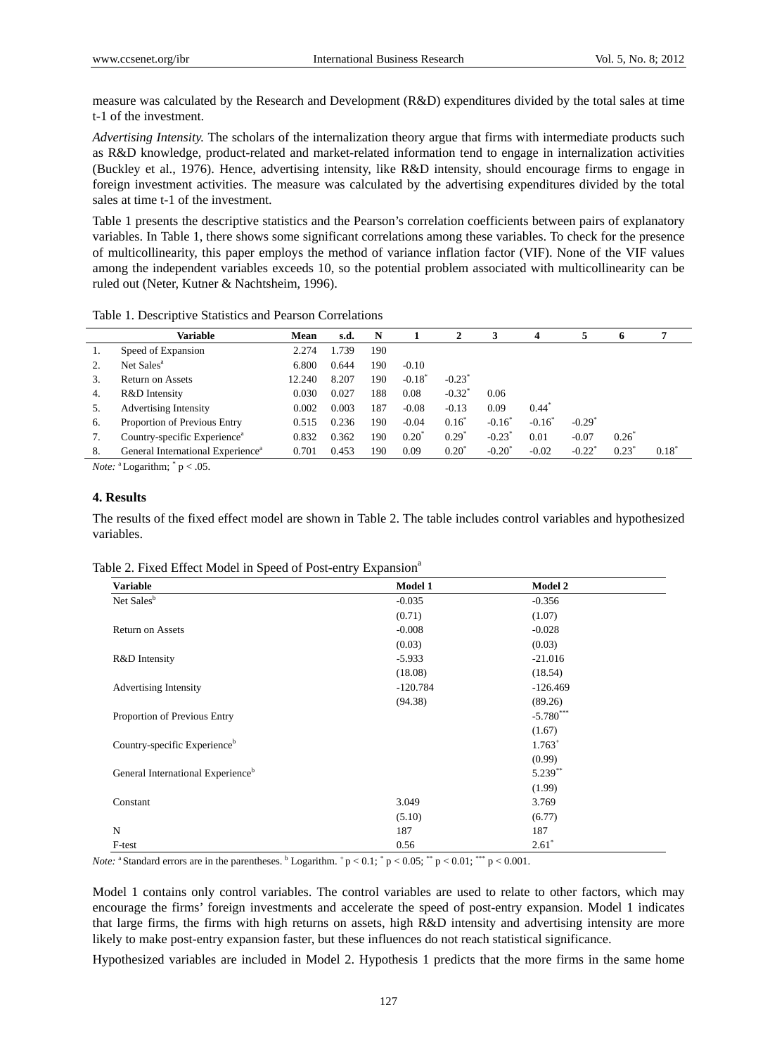measure was calculated by the Research and Development (R&D) expenditures divided by the total sales at time t-1 of the investment.

*Advertising Intensity.* The scholars of the internalization theory argue that firms with intermediate products such as R&D knowledge, product-related and market-related information tend to engage in internalization activities (Buckley et al., 1976). Hence, advertising intensity, like R&D intensity, should encourage firms to engage in foreign investment activities. The measure was calculated by the advertising expenditures divided by the total sales at time t-1 of the investment.

Table 1 presents the descriptive statistics and the Pearson's correlation coefficients between pairs of explanatory variables. In Table 1, there shows some significant correlations among these variables. To check for the presence of multicollinearity, this paper employs the method of variance inflation factor (VIF). None of the VIF values among the independent variables exceeds 10, so the potential problem associated with multicollinearity can be ruled out (Neter, Kutner & Nachtsheim, 1996).

Table 1. Descriptive Statistics and Pearson Correlations

| | Variable | Mean | s.d. | N | 1 | 2 | 3 | 4 | 5 | 6 | 7 |
|---|---|---|---|---|---|---|---|---|---|---|---|
| 1. | Speed of Expansion | 2.274 | 1.739 | 190 | | | | | | | |
| 2. | Net Sales[a] | 6.800 | 0.644 | 190 | -0.10 | | | | | | |
| 3. | Return on Assets | 12.240 | 8.207 | 190 | -0.18* | -0.23* | | | | | |
| 4. | R&D Intensity | 0.030 | 0.027 | 188 | 0.08 | -0.32* | 0.06 | | | | |
| 5. | Advertising Intensity | 0.002 | 0.003 | 187 | -0.08 | -0.13 | 0.09 | 0.44* | | | |
| 6. | Proportion of Previous Entry | 0.515 | 0.236 | 190 | -0.04 | 0.16* | -0.16* | -0.16* | -0.29* | | |
| 7. | Country-specific Experience[a] | 0.832 | 0.362 | 190 | 0.20* | 0.29* | -0.23* | 0.01 | -0.07 | 0.26* | |
| 8. | General International Experience[a] | 0.701 | 0.453 | 190 | 0.09 | 0.20* | -0.20* | -0.02 | -0.22* | 0.23* | 0.18* |

*Note:* [a] Logarithm; * $p < .05$.

### 4. Results

The results of the fixed effect model are shown in Table 2. The table includes control variables and hypothesized variables.

Table 2. Fixed Effect Model in Speed of Post-entry Expansion[a]

| Variable | Model 1 | Model 2 |
|---|---|---|
| Net Sales[b] | -0.035 | -0.356 |
| | (0.71) | (1.07) |
| Return on Assets | -0.008 | -0.028 |
| | (0.03) | (0.03) |
| R&D Intensity | -5.933 | -21.016 |
| | (18.08) | (18.54) |
| Advertising Intensity | -120.784 | -126.469 |
| | (94.38) | (89.26) |
| Proportion of Previous Entry | | -5.780*** |
| | | (1.67) |
| Country-specific Experience[b] | | 1.763+ |
| | | (0.99) |
| General International Experience[b] | | 5.239** |
| | | (1.99) |
| Constant | 3.049 | 3.769 |
| | (5.10) | (6.77) |
| N | 187 | 187 |
| F-test | 0.56 | 2.61* |

*Note:* [a] Standard errors are in the parentheses. [b] Logarithm. + $p < 0.1$; * $p < 0.05$; ** $p < 0.01$; *** $p < 0.001$.

Model 1 contains only control variables. The control variables are used to relate to other factors, which may encourage the firms' foreign investments and accelerate the speed of post-entry expansion. Model 1 indicates that large firms, the firms with high returns on assets, high R&D intensity and advertising intensity are more likely to make post-entry expansion faster, but these influences do not reach statistical significance.

Hypothesized variables are included in Model 2. Hypothesis 1 predicts that the more firms in the same home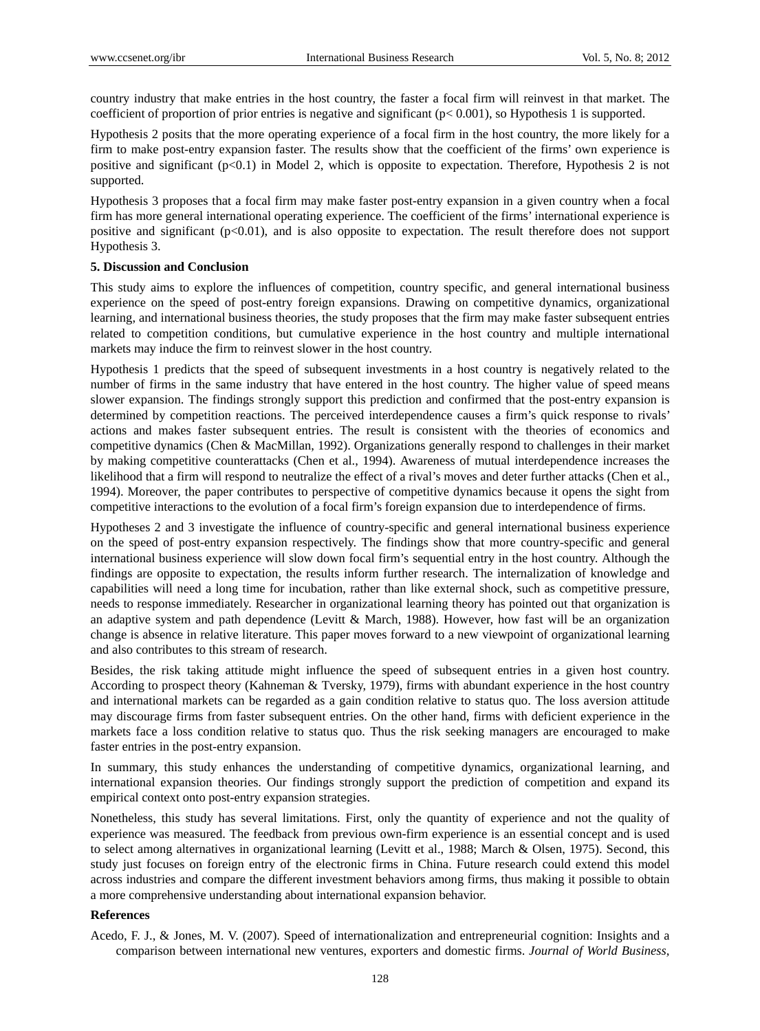country industry that make entries in the host country, the faster a focal firm will reinvest in that market. The coefficient of proportion of prior entries is negative and significant ($p < 0.001$), so Hypothesis 1 is supported.

Hypothesis 2 posits that the more operating experience of a focal firm in the host country, the more likely for a firm to make post-entry expansion faster. The results show that the coefficient of the firms' own experience is positive and significant ($p<0.1$) in Model 2, which is opposite to expectation. Therefore, Hypothesis 2 is not supported.

Hypothesis 3 proposes that a focal firm may make faster post-entry expansion in a given country when a focal firm has more general international operating experience. The coefficient of the firms' international experience is positive and significant ($p<0.01$), and is also opposite to expectation. The result therefore does not support Hypothesis 3.

**5. Discussion and Conclusion**

This study aims to explore the influences of competition, country specific, and general international business experience on the speed of post-entry foreign expansions. Drawing on competitive dynamics, organizational learning, and international business theories, the study proposes that the firm may make faster subsequent entries related to competition conditions, but cumulative experience in the host country and multiple international markets may induce the firm to reinvest slower in the host country.

Hypothesis 1 predicts that the speed of subsequent investments in a host country is negatively related to the number of firms in the same industry that have entered in the host country. The higher value of speed means slower expansion. The findings strongly support this prediction and confirmed that the post-entry expansion is determined by competition reactions. The perceived interdependence causes a firm's quick response to rivals' actions and makes faster subsequent entries. The result is consistent with the theories of economics and competitive dynamics (Chen & MacMillan, 1992). Organizations generally respond to challenges in their market by making competitive counterattacks (Chen et al., 1994). Awareness of mutual interdependence increases the likelihood that a firm will respond to neutralize the effect of a rival's moves and deter further attacks (Chen et al., 1994). Moreover, the paper contributes to perspective of competitive dynamics because it opens the sight from competitive interactions to the evolution of a focal firm's foreign expansion due to interdependence of firms.

Hypotheses 2 and 3 investigate the influence of country-specific and general international business experience on the speed of post-entry expansion respectively. The findings show that more country-specific and general international business experience will slow down focal firm's sequential entry in the host country. Although the findings are opposite to expectation, the results inform further research. The internalization of knowledge and capabilities will need a long time for incubation, rather than like external shock, such as competitive pressure, needs to response immediately. Researcher in organizational learning theory has pointed out that organization is an adaptive system and path dependence (Levitt & March, 1988). However, how fast will be an organization change is absence in relative literature. This paper moves forward to a new viewpoint of organizational learning and also contributes to this stream of research.

Besides, the risk taking attitude might influence the speed of subsequent entries in a given host country. According to prospect theory (Kahneman & Tversky, 1979), firms with abundant experience in the host country and international markets can be regarded as a gain condition relative to status quo. The loss aversion attitude may discourage firms from faster subsequent entries. On the other hand, firms with deficient experience in the markets face a loss condition relative to status quo. Thus the risk seeking managers are encouraged to make faster entries in the post-entry expansion.

In summary, this study enhances the understanding of competitive dynamics, organizational learning, and international expansion theories. Our findings strongly support the prediction of competition and expand its empirical context onto post-entry expansion strategies.

Nonetheless, this study has several limitations. First, only the quantity of experience and not the quality of experience was measured. The feedback from previous own-firm experience is an essential concept and is used to select among alternatives in organizational learning (Levitt et al., 1988; March & Olsen, 1975). Second, this study just focuses on foreign entry of the electronic firms in China. Future research could extend this model across industries and compare the different investment behaviors among firms, thus making it possible to obtain a more comprehensive understanding about international expansion behavior.

**References**

Acedo, F. J., & Jones, M. V. (2007). Speed of internationalization and entrepreneurial cognition: Insights and a comparison between international new ventures, exporters and domestic firms. *Journal of World Business,*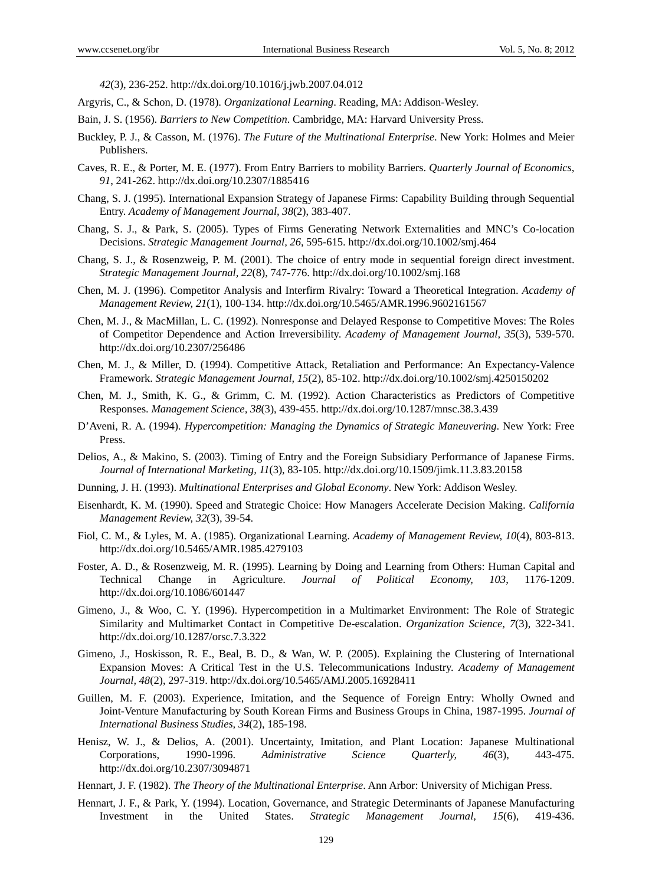*42*(3), 236-252. http://dx.doi.org/10.1016/j.jwb.2007.04.012

Argyris, C., & Schon, D. (1978). *Organizational Learning*. Reading, MA: Addison-Wesley.

Bain, J. S. (1956). *Barriers to New Competition*. Cambridge, MA: Harvard University Press.

Buckley, P. J., & Casson, M. (1976). *The Future of the Multinational Enterprise*. New York: Holmes and Meier Publishers.

Caves, R. E., & Porter, M. E. (1977). From Entry Barriers to mobility Barriers. *Quarterly Journal of Economics, 91*, 241-262. http://dx.doi.org/10.2307/1885416

Chang, S. J. (1995). International Expansion Strategy of Japanese Firms: Capability Building through Sequential Entry. *Academy of Management Journal, 38*(2), 383-407.

Chang, S. J., & Park, S. (2005). Types of Firms Generating Network Externalities and MNC's Co-location Decisions. *Strategic Management Journal, 26*, 595-615. http://dx.doi.org/10.1002/smj.464

Chang, S. J., & Rosenzweig, P. M. (2001). The choice of entry mode in sequential foreign direct investment. *Strategic Management Journal, 22*(8), 747-776. http://dx.doi.org/10.1002/smj.168

Chen, M. J. (1996). Competitor Analysis and Interfirm Rivalry: Toward a Theoretical Integration. *Academy of Management Review, 21*(1), 100-134. http://dx.doi.org/10.5465/AMR.1996.9602161567

Chen, M. J., & MacMillan, L. C. (1992). Nonresponse and Delayed Response to Competitive Moves: The Roles of Competitor Dependence and Action Irreversibility. *Academy of Management Journal, 35*(3), 539-570. http://dx.doi.org/10.2307/256486

Chen, M. J., & Miller, D. (1994). Competitive Attack, Retaliation and Performance: An Expectancy-Valence Framework. *Strategic Management Journal, 15*(2), 85-102. http://dx.doi.org/10.1002/smj.4250150202

Chen, M. J., Smith, K. G., & Grimm, C. M. (1992). Action Characteristics as Predictors of Competitive Responses. *Management Science, 38*(3), 439-455. http://dx.doi.org/10.1287/mnsc.38.3.439

D'Aveni, R. A. (1994). *Hypercompetition: Managing the Dynamics of Strategic Maneuvering*. New York: Free Press.

Delios, A., & Makino, S. (2003). Timing of Entry and the Foreign Subsidiary Performance of Japanese Firms. *Journal of International Marketing, 11*(3), 83-105. http://dx.doi.org/10.1509/jimk.11.3.83.20158

Dunning, J. H. (1993). *Multinational Enterprises and Global Economy*. New York: Addison Wesley.

Eisenhardt, K. M. (1990). Speed and Strategic Choice: How Managers Accelerate Decision Making. *California Management Review, 32*(3), 39-54.

Fiol, C. M., & Lyles, M. A. (1985). Organizational Learning. *Academy of Management Review, 10*(4), 803-813. http://dx.doi.org/10.5465/AMR.1985.4279103

Foster, A. D., & Rosenzweig, M. R. (1995). Learning by Doing and Learning from Others: Human Capital and Technical Change in Agriculture. *Journal of Political Economy, 103*, 1176-1209. http://dx.doi.org/10.1086/601447

Gimeno, J., & Woo, C. Y. (1996). Hypercompetition in a Multimarket Environment: The Role of Strategic Similarity and Multimarket Contact in Competitive De-escalation. *Organization Science, 7*(3), 322-341. http://dx.doi.org/10.1287/orsc.7.3.322

Gimeno, J., Hoskisson, R. E., Beal, B. D., & Wan, W. P. (2005). Explaining the Clustering of International Expansion Moves: A Critical Test in the U.S. Telecommunications Industry. *Academy of Management Journal, 48*(2), 297-319. http://dx.doi.org/10.5465/AMJ.2005.16928411

Guillen, M. F. (2003). Experience, Imitation, and the Sequence of Foreign Entry: Wholly Owned and Joint-Venture Manufacturing by South Korean Firms and Business Groups in China, 1987-1995. *Journal of International Business Studies, 34*(2), 185-198.

Henisz, W. J., & Delios, A. (2001). Uncertainty, Imitation, and Plant Location: Japanese Multinational Corporations, 1990-1996. *Administrative Science Quarterly, 46*(3), 443-475. http://dx.doi.org/10.2307/3094871

Hennart, J. F. (1982). *The Theory of the Multinational Enterprise*. Ann Arbor: University of Michigan Press.

Hennart, J. F., & Park, Y. (1994). Location, Governance, and Strategic Determinants of Japanese Manufacturing Investment in the United States. *Strategic Management Journal, 15*(6), 419-436.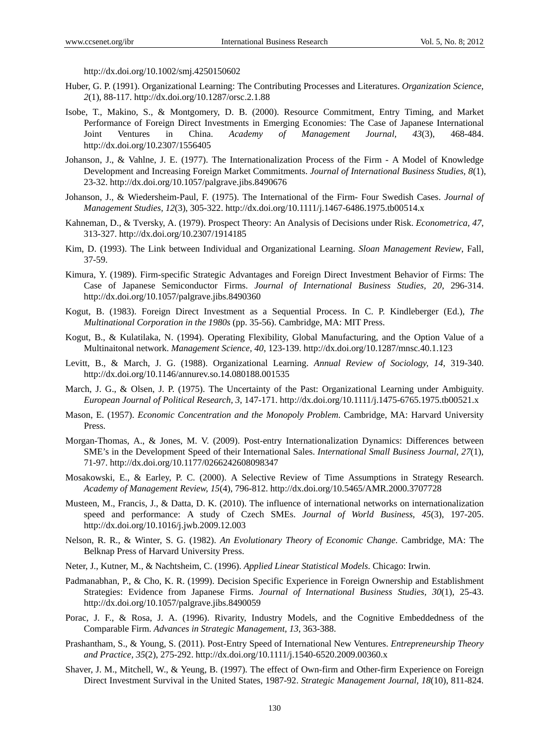http://dx.doi.org/10.1002/smj.4250150602

Huber, G. P. (1991). Organizational Learning: The Contributing Processes and Literatures. *Organization Science, 2*(1), 88-117. http://dx.doi.org/10.1287/orsc.2.1.88

Isobe, T., Makino, S., & Montgomery, D. B. (2000). Resource Commitment, Entry Timing, and Market Performance of Foreign Direct Investments in Emerging Economies: The Case of Japanese International Joint Ventures in China. *Academy of Management Journal, 43*(3), 468-484. http://dx.doi.org/10.2307/1556405

Johanson, J., & Vahlne, J. E. (1977). The Internationalization Process of the Firm - A Model of Knowledge Development and Increasing Foreign Market Commitments. *Journal of International Business Studies, 8*(1), 23-32. http://dx.doi.org/10.1057/palgrave.jibs.8490676

Johanson, J., & Wiedersheim-Paul, F. (1975). The International of the Firm- Four Swedish Cases. *Journal of Management Studies, 12*(3), 305-322. http://dx.doi.org/10.1111/j.1467-6486.1975.tb00514.x

Kahneman, D., & Tversky, A. (1979). Prospect Theory: An Analysis of Decisions under Risk. *Econometrica, 47*, 313-327. http://dx.doi.org/10.2307/1914185

Kim, D. (1993). The Link between Individual and Organizational Learning. *Sloan Management Review*, Fall, 37-59.

Kimura, Y. (1989). Firm-specific Strategic Advantages and Foreign Direct Investment Behavior of Firms: The Case of Japanese Semiconductor Firms. *Journal of International Business Studies, 20*, 296-314. http://dx.doi.org/10.1057/palgrave.jibs.8490360

Kogut, B. (1983). Foreign Direct Investment as a Sequential Process. In C. P. Kindleberger (Ed.), *The Multinational Corporation in the 1980s* (pp. 35-56). Cambridge, MA: MIT Press.

Kogut, B., & Kulatilaka, N. (1994). Operating Flexibility, Global Manufacturing, and the Option Value of a Multinaitonal network. *Management Science, 40*, 123-139. http://dx.doi.org/10.1287/mnsc.40.1.123

Levitt, B., & March, J. G. (1988). Organizational Learning. *Annual Review of Sociology, 14*, 319-340. http://dx.doi.org/10.1146/annurev.so.14.080188.001535

March, J. G., & Olsen, J. P. (1975). The Uncertainty of the Past: Organizational Learning under Ambiguity. *European Journal of Political Research, 3*, 147-171. http://dx.doi.org/10.1111/j.1475-6765.1975.tb00521.x

Mason, E. (1957). *Economic Concentration and the Monopoly Problem*. Cambridge, MA: Harvard University Press.

Morgan-Thomas, A., & Jones, M. V. (2009). Post-entry Internationalization Dynamics: Differences between SME's in the Development Speed of their International Sales. *International Small Business Journal, 27*(1), 71-97. http://dx.doi.org/10.1177/0266242608098347

Mosakowski, E., & Earley, P. C. (2000). A Selective Review of Time Assumptions in Strategy Research. *Academy of Management Review, 15*(4), 796-812. http://dx.doi.org/10.5465/AMR.2000.3707728

Musteen, M., Francis, J., & Datta, D. K. (2010). The influence of international networks on internationalization speed and performance: A study of Czech SMEs. *Journal of World Business, 45*(3), 197-205. http://dx.doi.org/10.1016/j.jwb.2009.12.003

Nelson, R. R., & Winter, S. G. (1982). *An Evolutionary Theory of Economic Change*. Cambridge, MA: The Belknap Press of Harvard University Press.

Neter, J., Kutner, M., & Nachtsheim, C. (1996). *Applied Linear Statistical Models*. Chicago: Irwin.

Padmanabhan, P., & Cho, K. R. (1999). Decision Specific Experience in Foreign Ownership and Establishment Strategies: Evidence from Japanese Firms. *Journal of International Business Studies, 30*(1), 25-43. http://dx.doi.org/10.1057/palgrave.jibs.8490059

Porac, J. F., & Rosa, J. A. (1996). Rivarity, Industry Models, and the Cognitive Embeddedness of the Comparable Firm. *Advances in Strategic Management, 13*, 363-388.

Prashantham, S., & Young, S. (2011). Post-Entry Speed of International New Ventures. *Entrepreneurship Theory and Practice, 35*(2), 275-292. http://dx.doi.org/10.1111/j.1540-6520.2009.00360.x

Shaver, J. M., Mitchell, W., & Yeung, B. (1997). The effect of Own-firm and Other-firm Experience on Foreign Direct Investment Survival in the United States, 1987-92. *Strategic Management Journal, 18*(10), 811-824.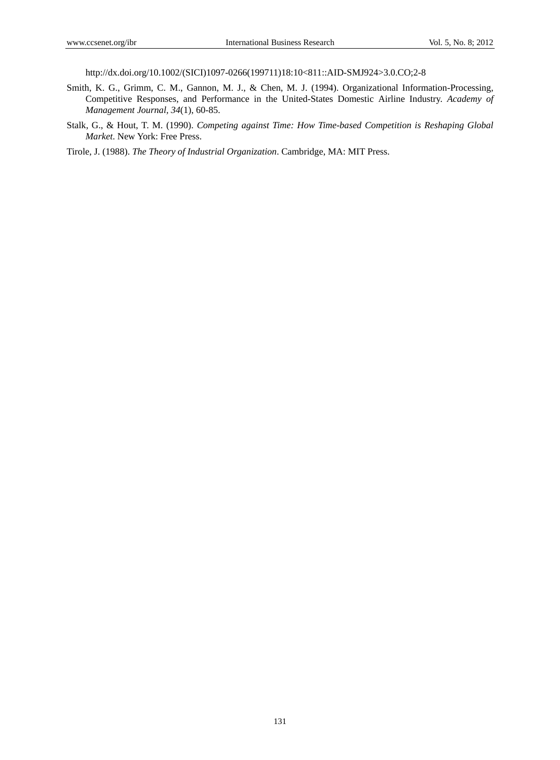http://dx.doi.org/10.1002/(SICI)1097-0266(199711)18:10<811::AID-SMJ924>3.0.CO;2-8

Smith, K. G., Grimm, C. M., Gannon, M. J., & Chen, M. J. (1994). Organizational Information-Processing, Competitive Responses, and Performance in the United-States Domestic Airline Industry. *Academy of Management Journal*, *34*(1), 60-85.

Stalk, G., & Hout, T. M. (1990). *Competing against Time: How Time-based Competition is Reshaping Global Market*. New York: Free Press.

Tirole, J. (1988). *The Theory of Industrial Organization*. Cambridge, MA: MIT Press.